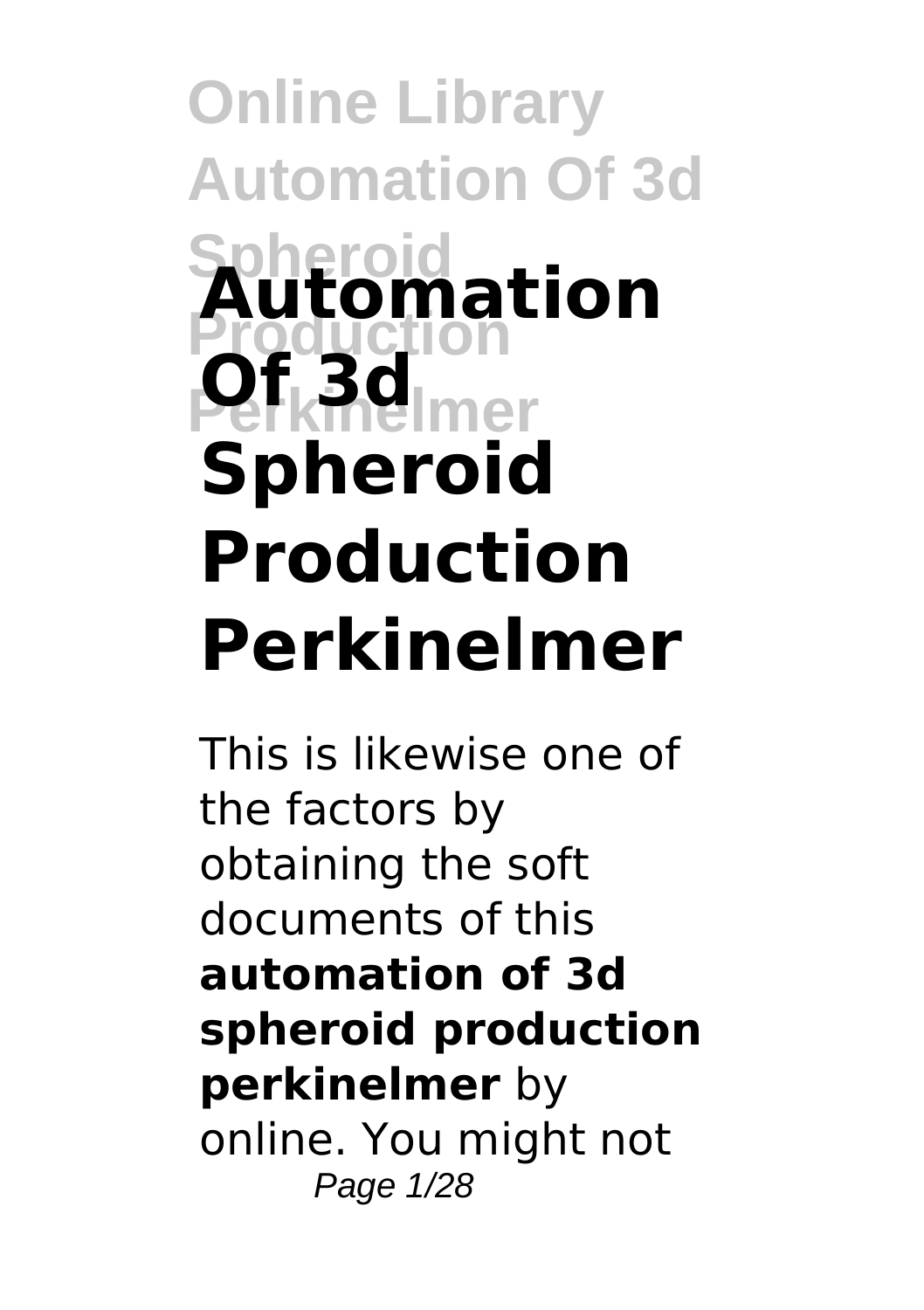# Automation Of 3d Spheroid Production Perkinelmer

This is likewise one of the factors by obtaining the soft documents of this **automation of 3d spheroid production perkinelmer** by online. You might not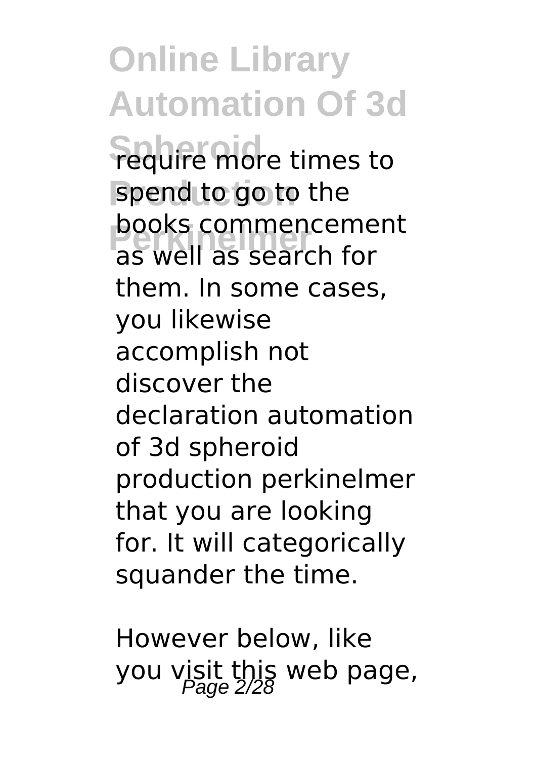require more times to spend to go to the books commencement as well as search for them. In some cases, you likewise accomplish not discover the declaration automation of 3d spheroid production perkinelmer that you are looking for. It will categorically squander the time.

However below, like you visit this web page,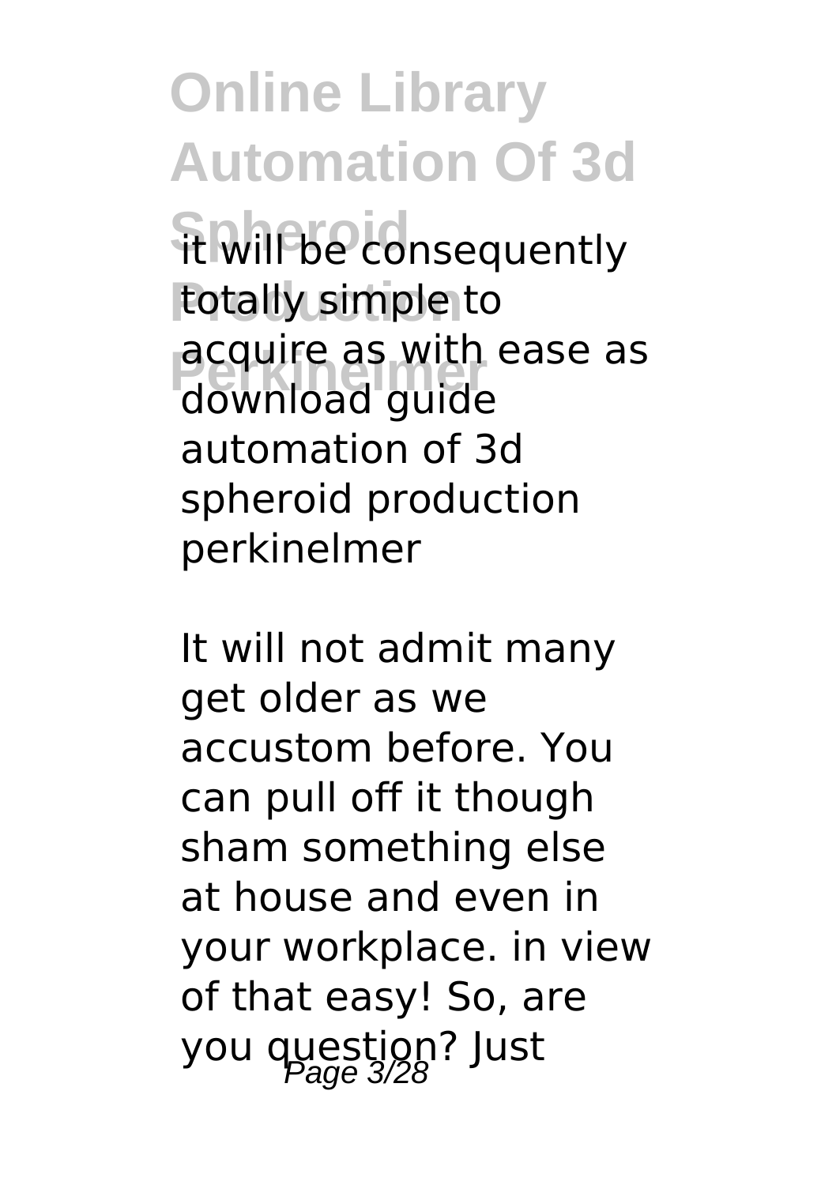it will be consequently totally simple to acquire as with ease as download guide automation of 3d spheroid production perkinelmer

It will not admit many get older as we accustom before. You can pull off it though sham something else at house and even in your workplace. in view of that easy! So, are you question? Just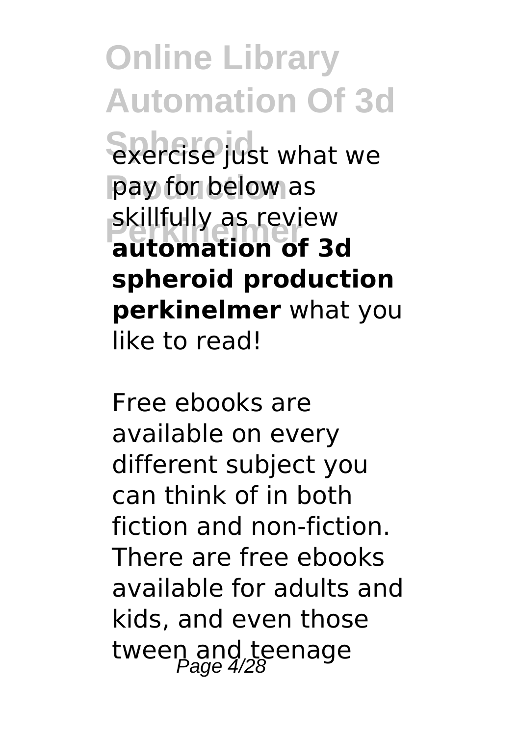exercise just what we pay for below as skillfully as review **automation of 3d spheroid production perkinelmer** what you like to read!

Free ebooks are available on every different subject you can think of in both fiction and non-fiction. There are free ebooks available for adults and kids, and even those tween and teenage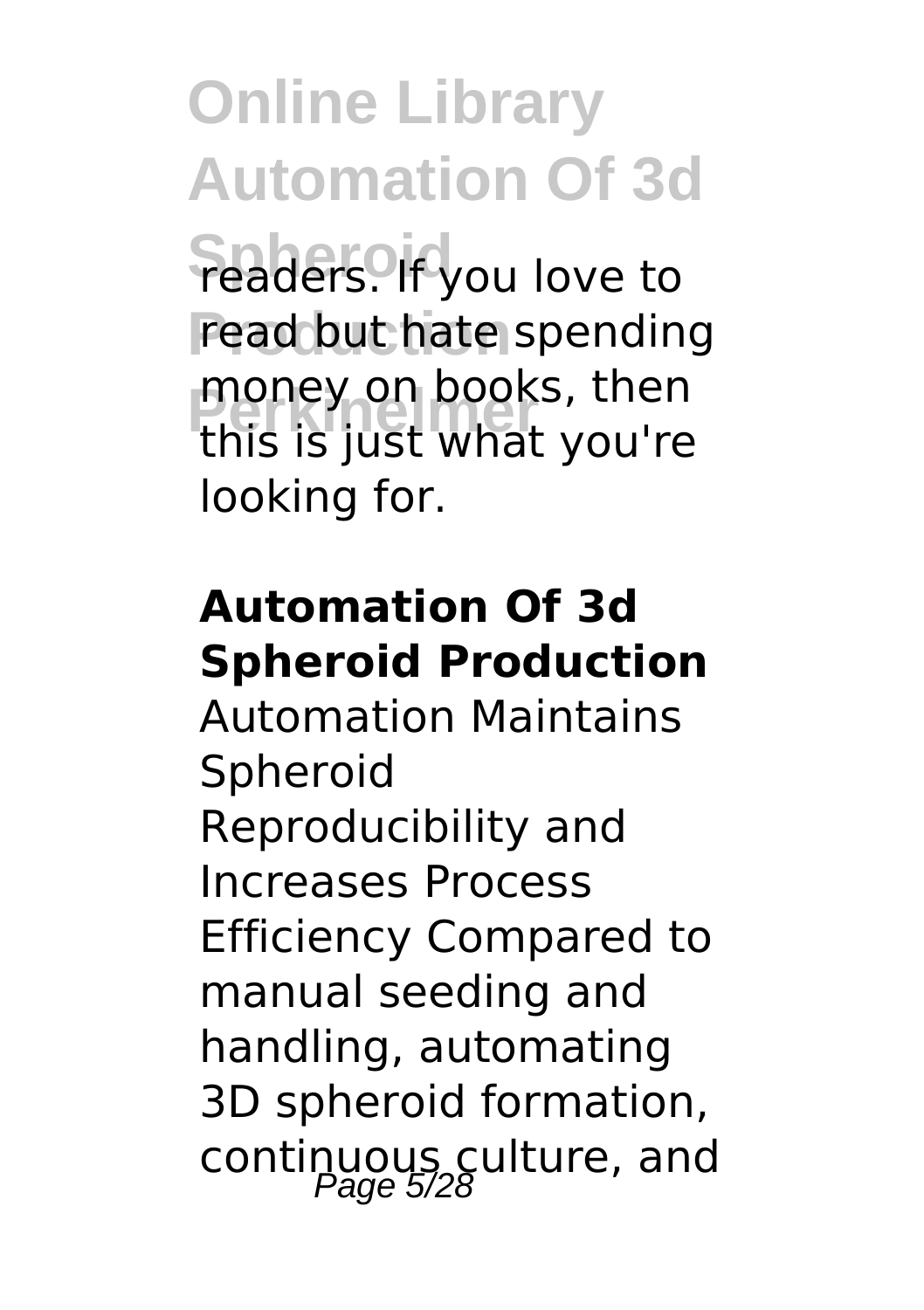readers. If you love to read but hate spending money on books, then this is just what you're looking for.

## Automation Of 3d Spheroid Production

Automation Maintains Spheroid Reproducibility and Increases Process Efficiency Compared to manual seeding and handling, automating 3D spheroid formation, continuous culture, and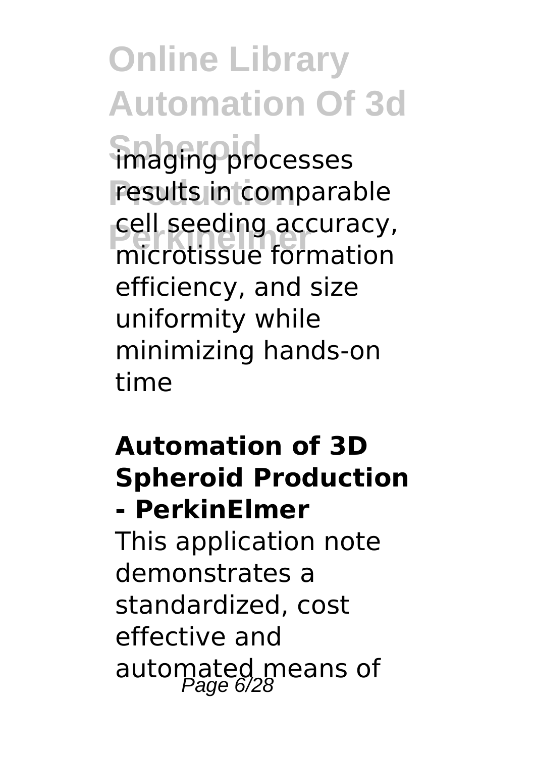imaging processes results in comparable cell seeding accuracy, microtissue formation efficiency, and size uniformity while minimizing hands-on time

### Automation of 3D Spheroid Production - PerkinElmer

This application note demonstrates a standardized, cost effective and automated means of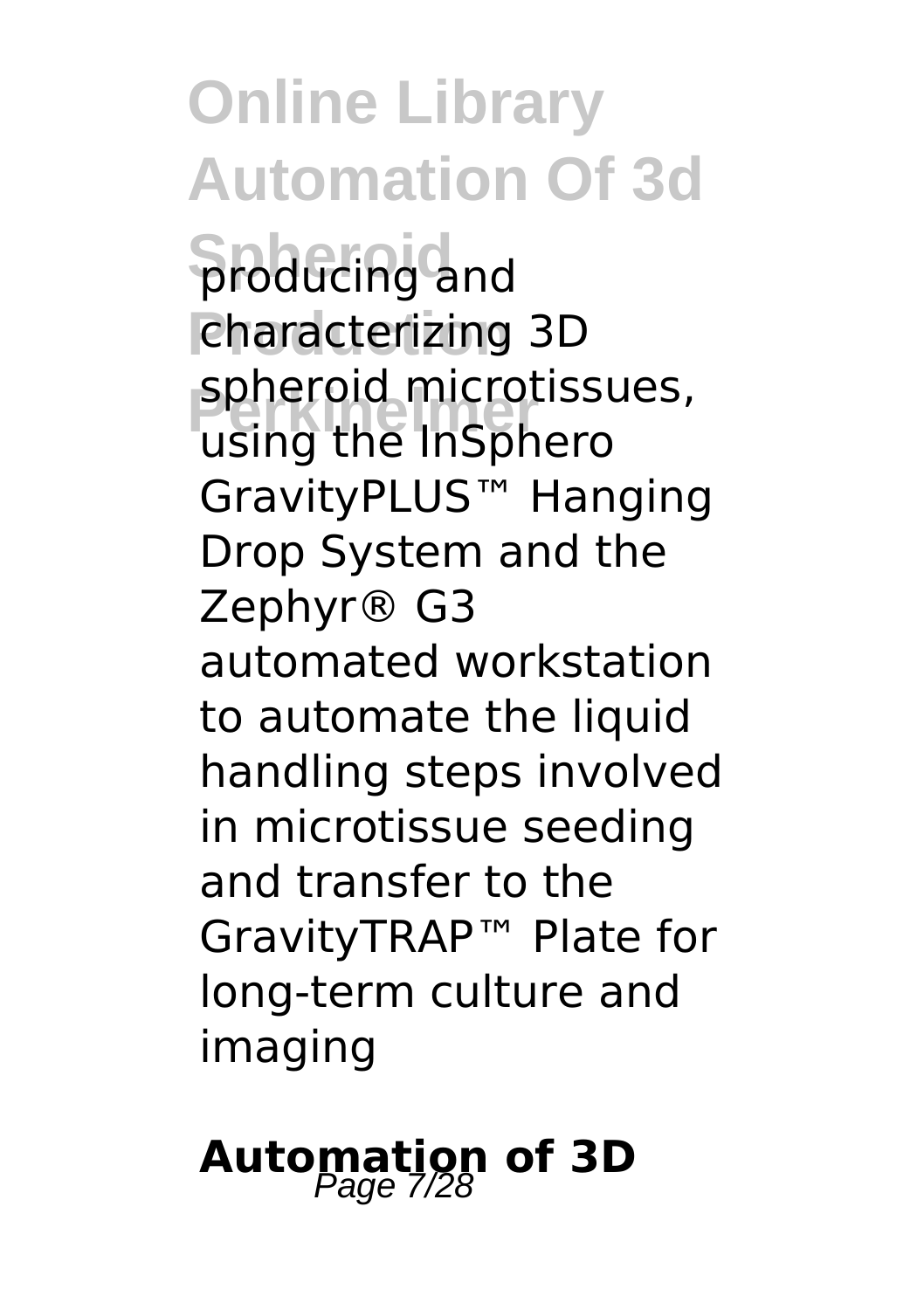producing and characterizing 3D spheroid microtissues, using the InSphero GravityPLUS™ Hanging Drop System and the Zephyr® G3 automated workstation to automate the liquid handling steps involved in microtissue seeding and transfer to the GravityTRAP™ Plate for long-term culture and imaging

## Automation of 3D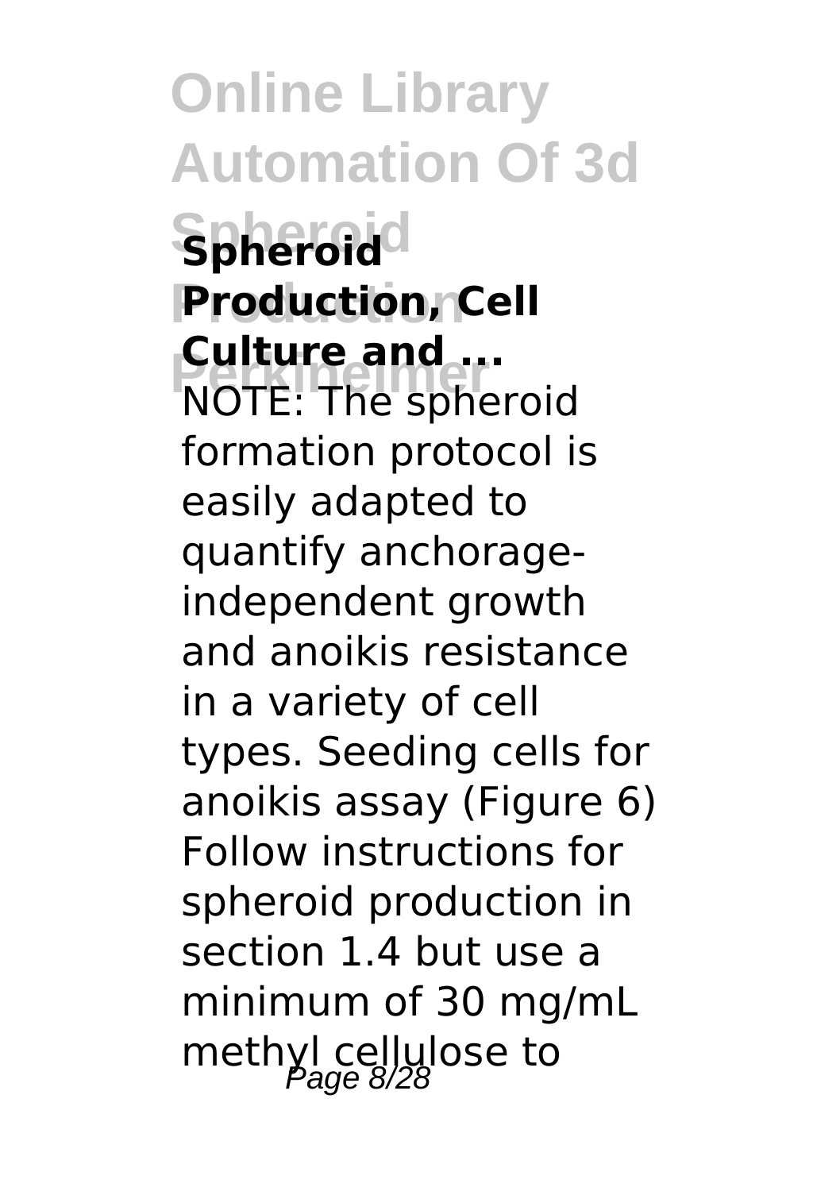**Spheroid Production, Cell Culture and ...**

NOTE: The spheroid formation protocol is easily adapted to quantify anchorage-independent growth and anoikis resistance in a variety of cell types. Seeding cells for anoikis assay (Figure 6) Follow instructions for spheroid production in section 1.4 but use a minimum of 30 mg/mL methyl cellulose to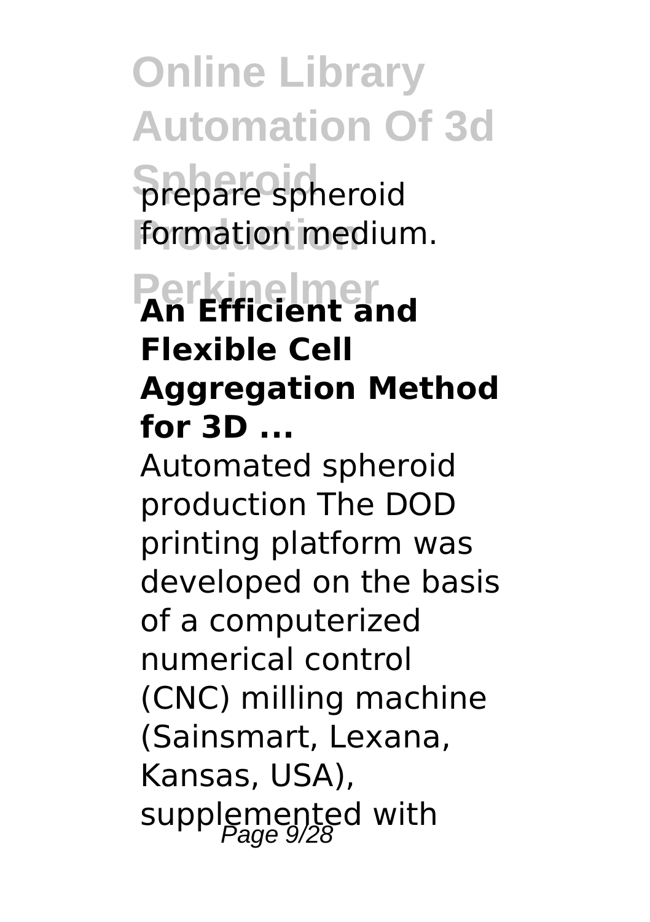prepare spheroid formation medium.

## An Efficient and Flexible Cell Aggregation Method for 3D ...

Automated spheroid production The DOD printing platform was developed on the basis of a computerized numerical control (CNC) milling machine (Sainsmart, Lexana, Kansas, USA), supplemented with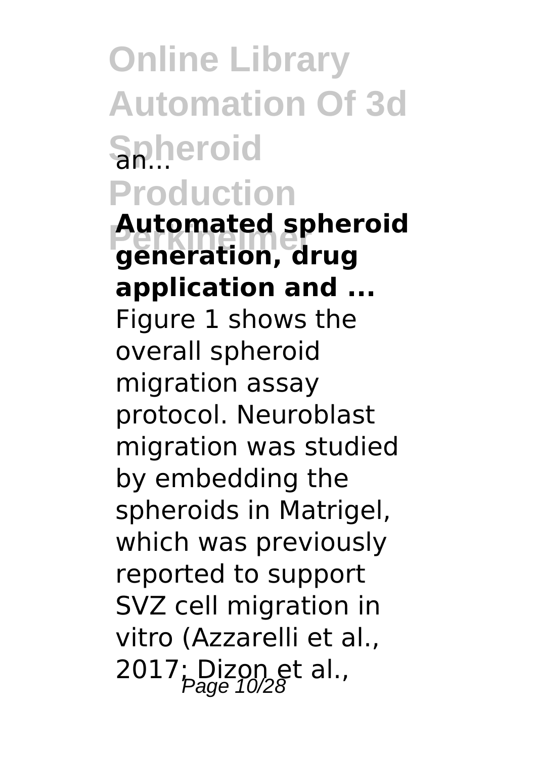an...

**Automated spheroid generation, drug application and ...**

Figure 1 shows the overall spheroid migration assay protocol. Neuroblast migration was studied by embedding the spheroids in Matrigel, which was previously reported to support SVZ cell migration in vitro (Azzarelli et al., 2017; Dizon et al.,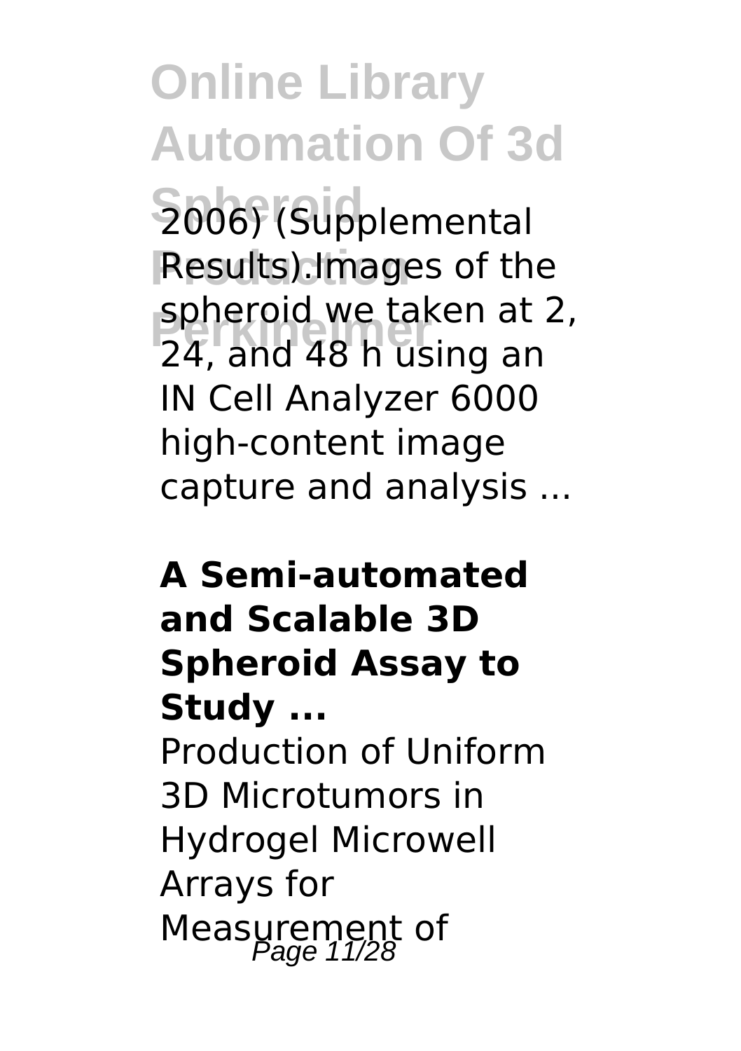2006) (Supplemental Results).Images of the spheroid we taken at 2, 24, and 48 h using an IN Cell Analyzer 6000 high-content image capture and analysis ...

**A Semi-automated and Scalable 3D Spheroid Assay to Study ...**

Production of Uniform 3D Microtumors in Hydrogel Microwell Arrays for Measurement of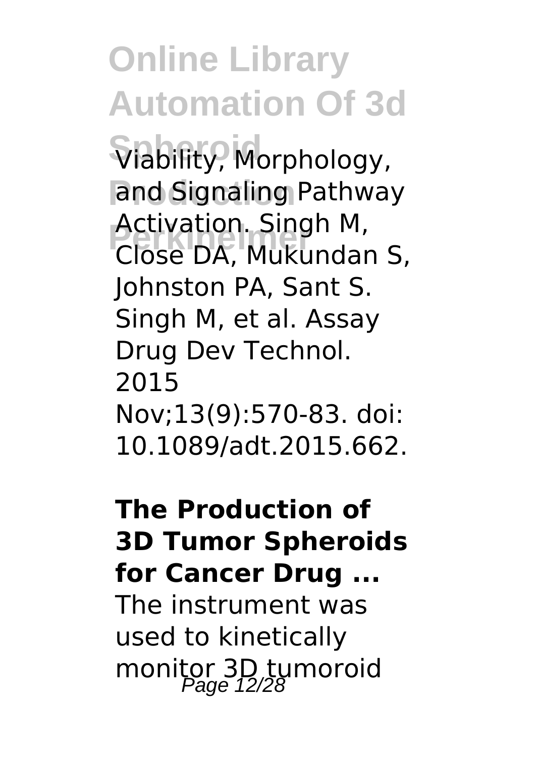Viability, Morphology, and Signaling Pathway Activation. Singh M, Close DA, Mukundan S, Johnston PA, Sant S. Singh M, et al. Assay Drug Dev Technol. 2015 Nov;13(9):570-83. doi: 10.1089/adt.2015.662.

**The Production of 3D Tumor Spheroids for Cancer Drug ...**

The instrument was used to kinetically monitor 3D tumoroid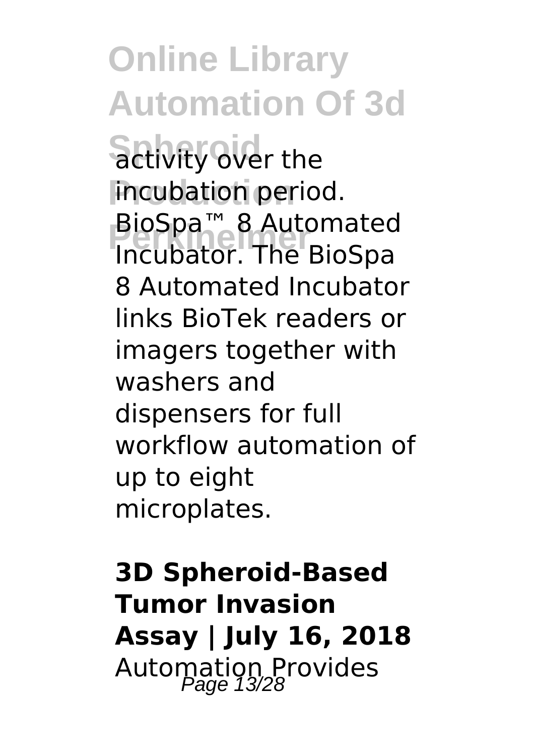activity over the incubation period. BioSpa™ 8 Automated Incubator. The BioSpa 8 Automated Incubator links BioTek readers or imagers together with washers and dispensers for full workflow automation of up to eight microplates.

**3D Spheroid-Based Tumor Invasion Assay | July 16, 2018**

Automation Provides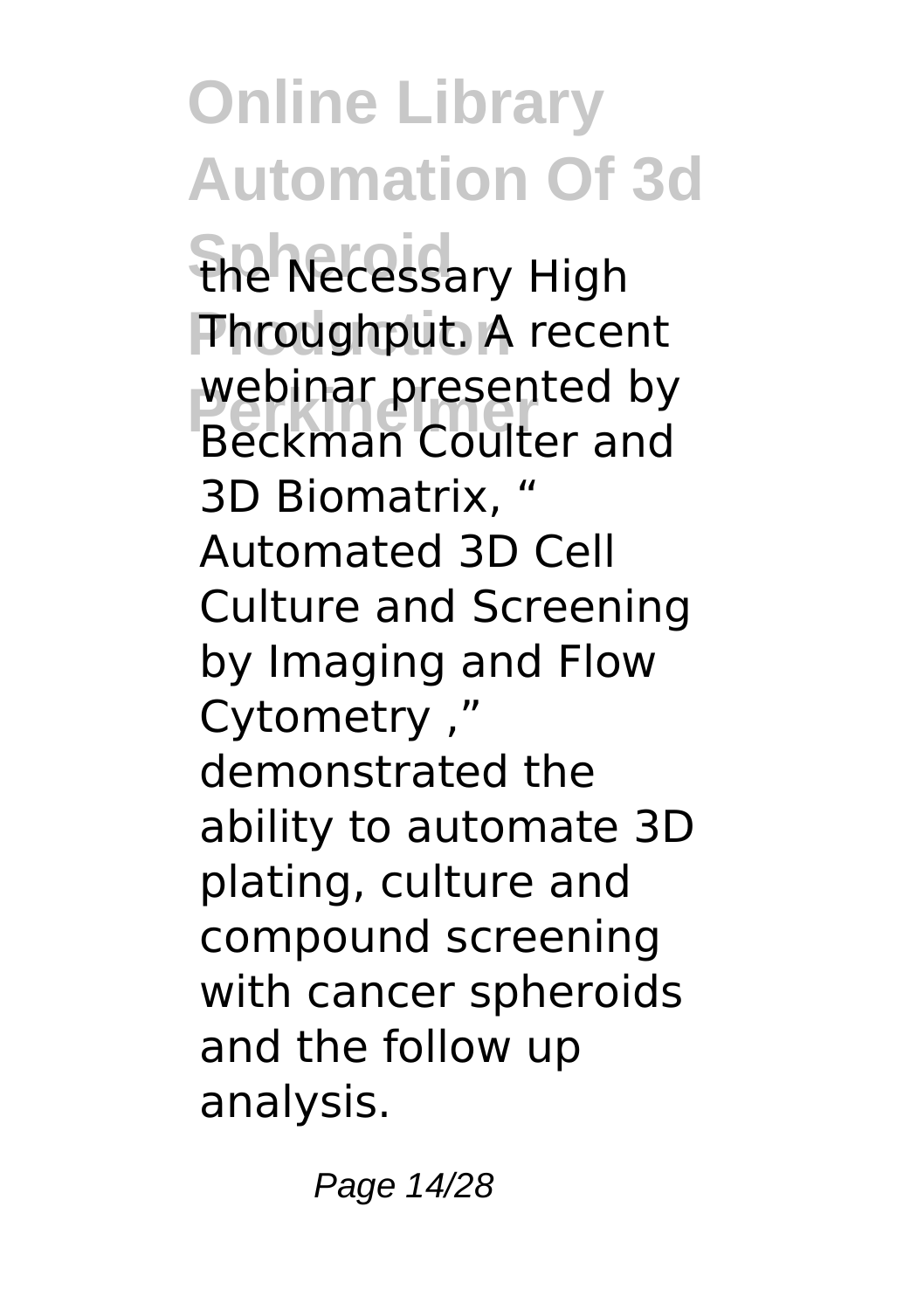the Necessary High Throughput. A recent webinar presented by Beckman Coulter and 3D Biomatrix, " Automated 3D Cell Culture and Screening by Imaging and Flow Cytometry ," demonstrated the ability to automate 3D plating, culture and compound screening with cancer spheroids and the follow up analysis.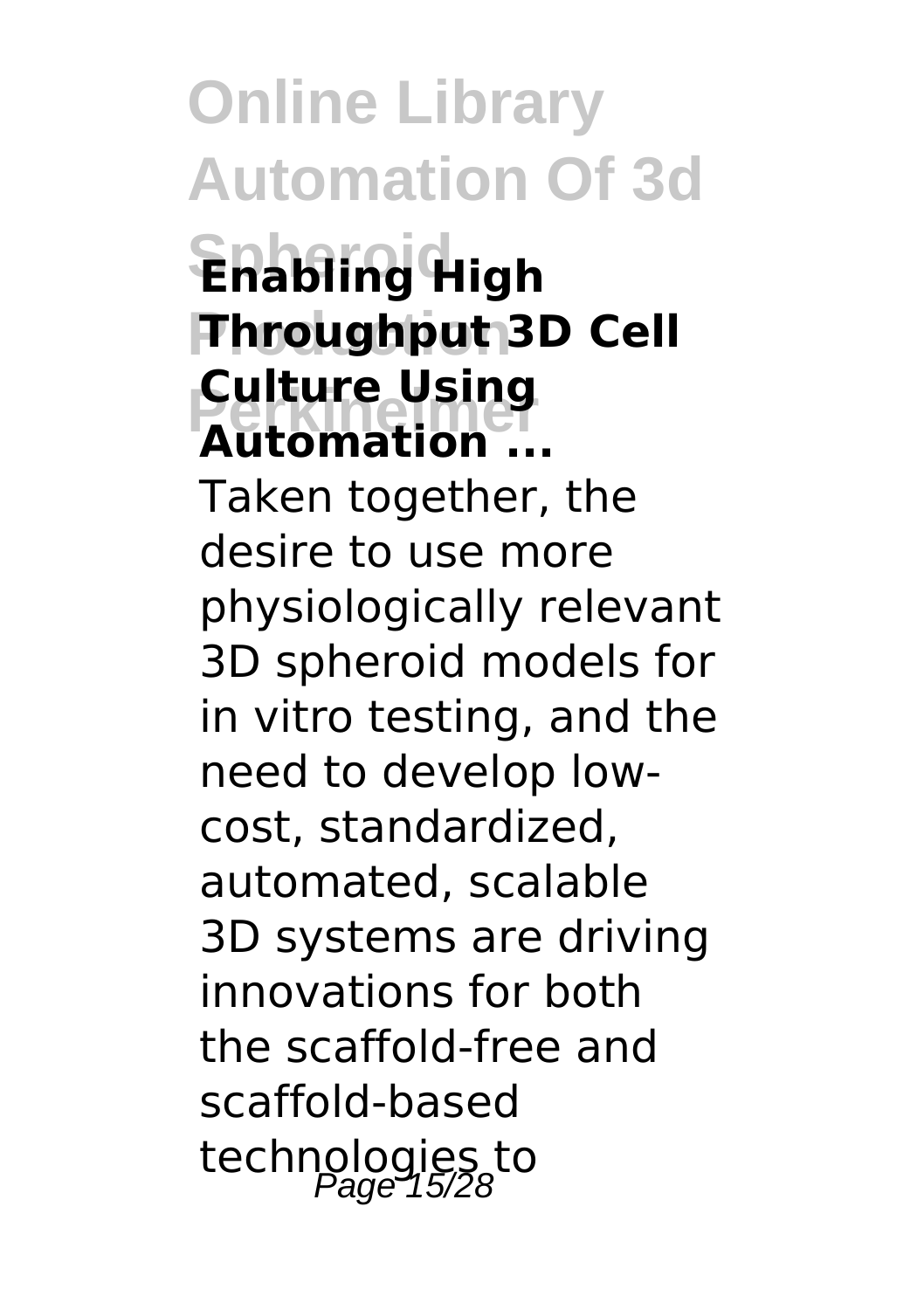### Enabling High Throughput 3D Cell Culture Using Automation ...

Taken together, the desire to use more physiologically relevant 3D spheroid models for in vitro testing, and the need to develop low-cost, standardized, automated, scalable 3D systems are driving innovations for both the scaffold-free and scaffold-based technologies to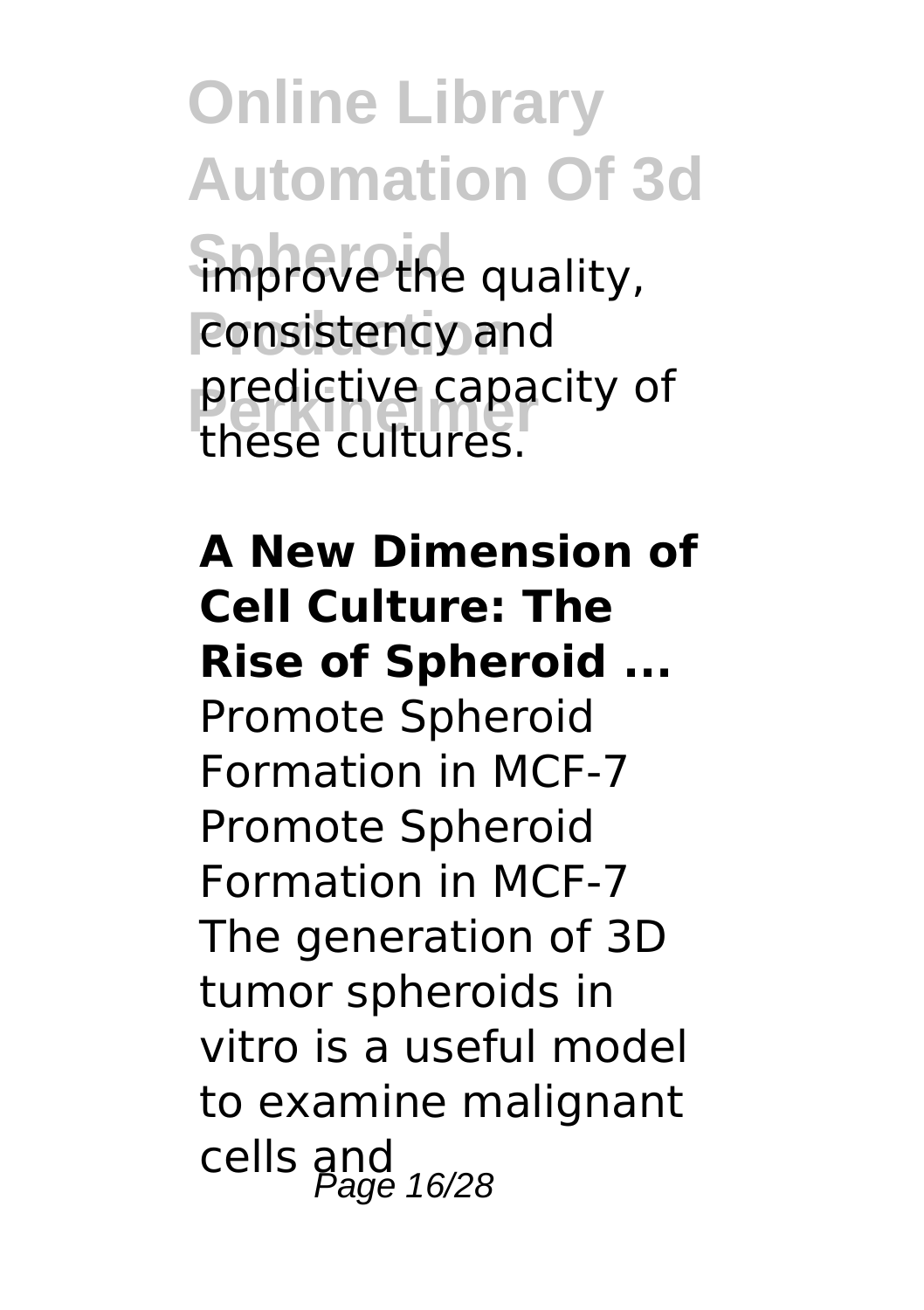improve the quality, consistency and predictive capacity of these cultures.

**A New Dimension of Cell Culture: The Rise of Spheroid ...**

Promote Spheroid Formation in MCF-7 Promote Spheroid Formation in MCF-7 The generation of 3D tumor spheroids in vitro is a useful model to examine malignant cells and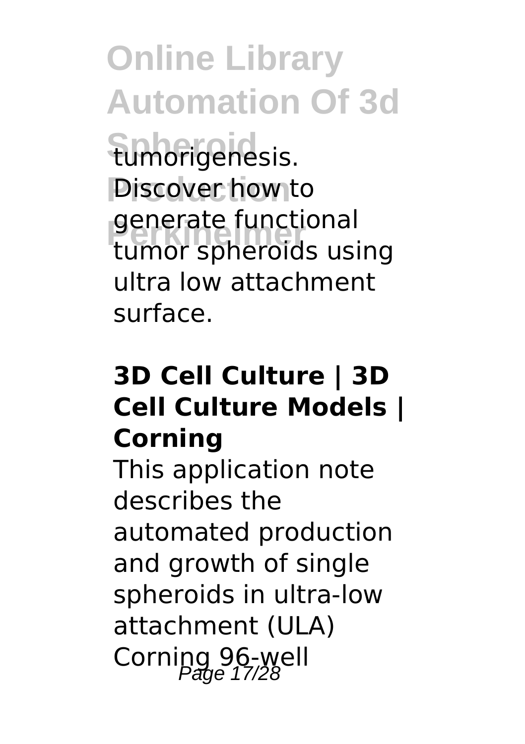tumorigenesis. Discover how to generate functional tumor spheroids using ultra low attachment surface.

**3D Cell Culture | 3D Cell Culture Models | Corning**

This application note describes the automated production and growth of single spheroids in ultra-low attachment (ULA) Corning 96-well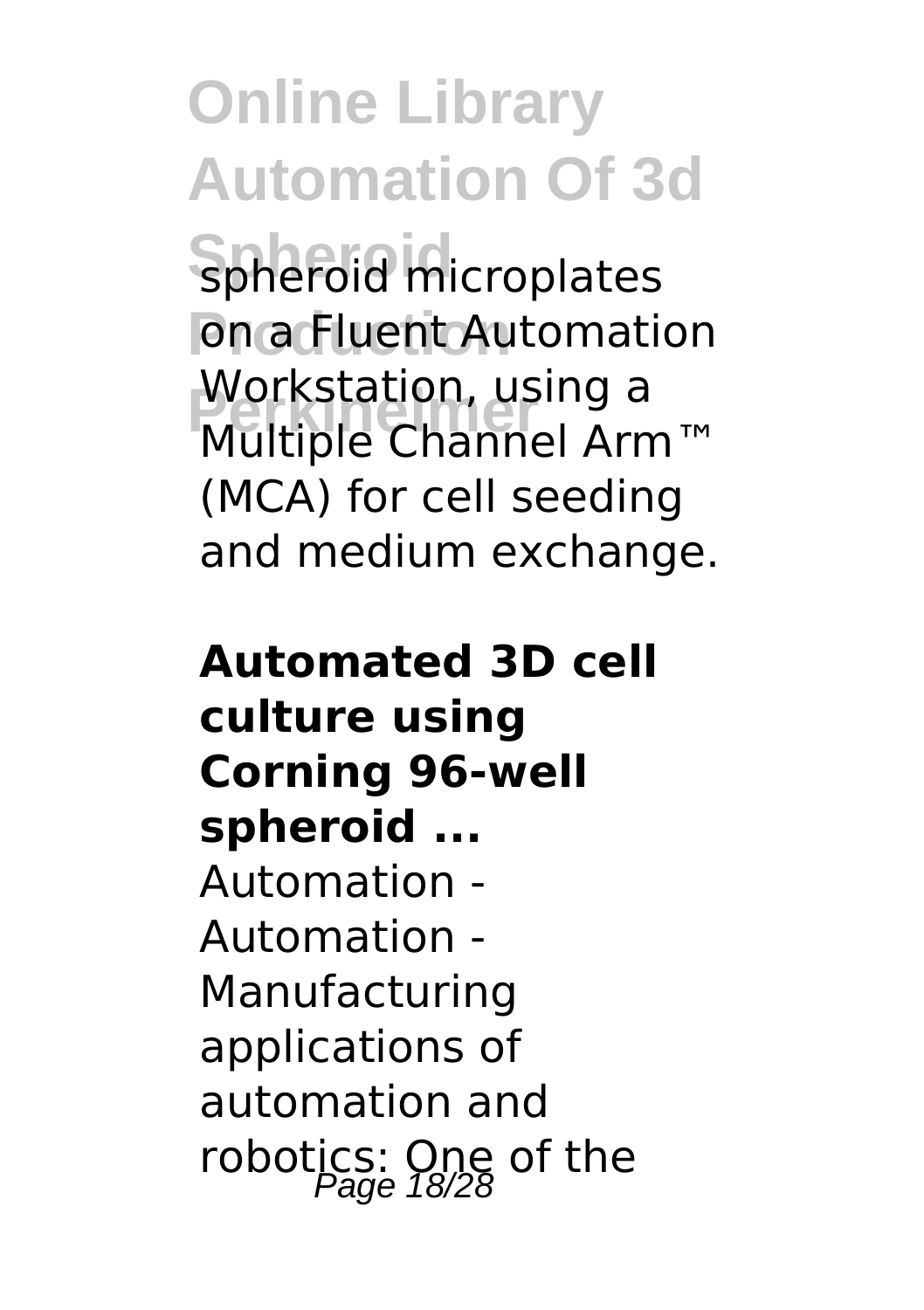spheroid microplates on a Fluent Automation Workstation, using a Multiple Channel Arm™ (MCA) for cell seeding and medium exchange.

**Automated 3D cell culture using Corning 96-well spheroid ...**

Automation - Automation - Manufacturing applications of automation and robotics: One of the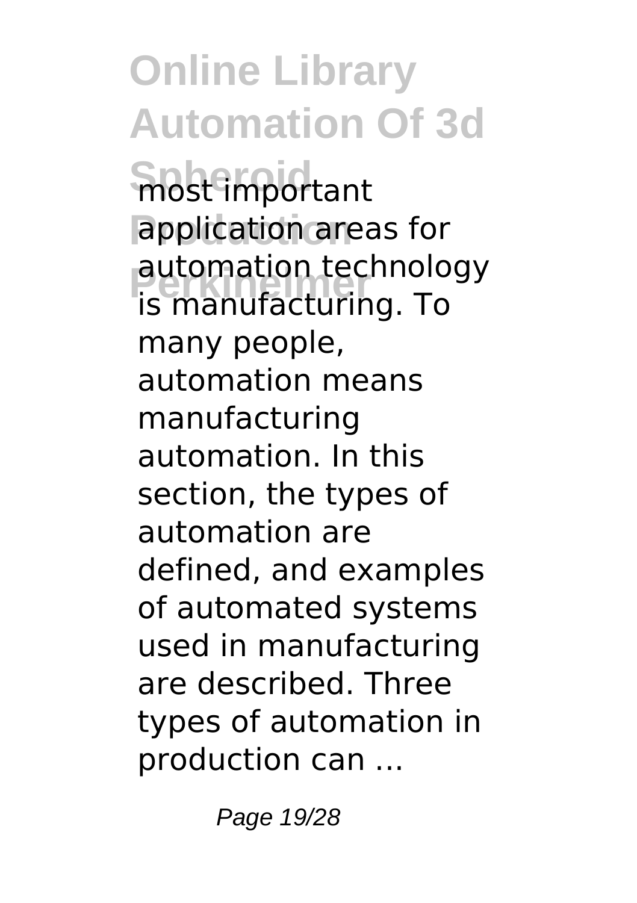most important application areas for automation technology is manufacturing. To many people, automation means manufacturing automation. In this section, the types of automation are defined, and examples of automated systems used in manufacturing are described. Three types of automation in production can ...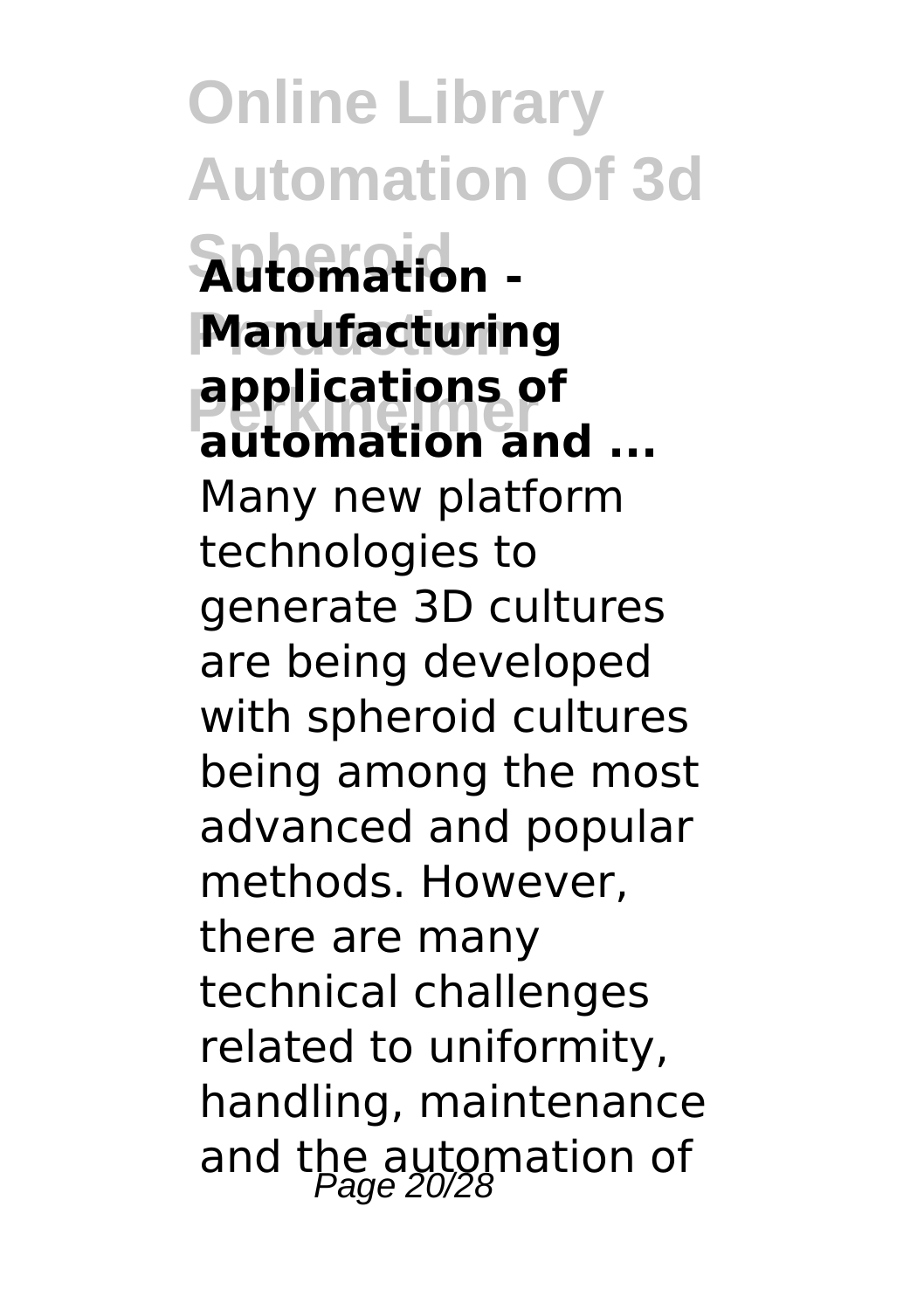**Automation - Manufacturing applications of automation and ...**

Many new platform technologies to generate 3D cultures are being developed with spheroid cultures being among the most advanced and popular methods. However, there are many technical challenges related to uniformity, handling, maintenance and the automation of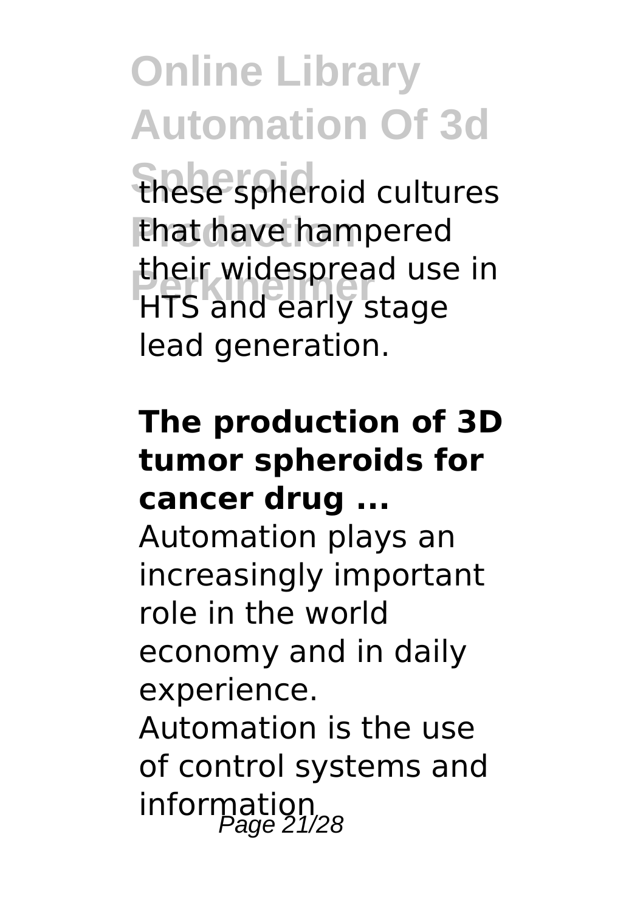these spheroid cultures that have hampered their widespread use in HTS and early stage lead generation.

## The production of 3D tumor spheroids for cancer drug ...

Automation plays an increasingly important role in the world economy and in daily experience. Automation is the use of control systems and information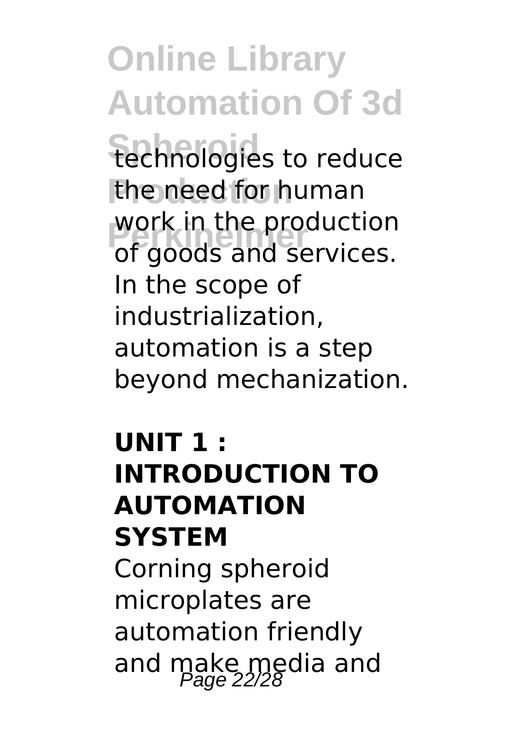technologies to reduce the need for human work in the production of goods and services. In the scope of industrialization, automation is a step beyond mechanization.

**UNIT 1 : INTRODUCTION TO AUTOMATION SYSTEM**

Corning spheroid microplates are automation friendly and make media and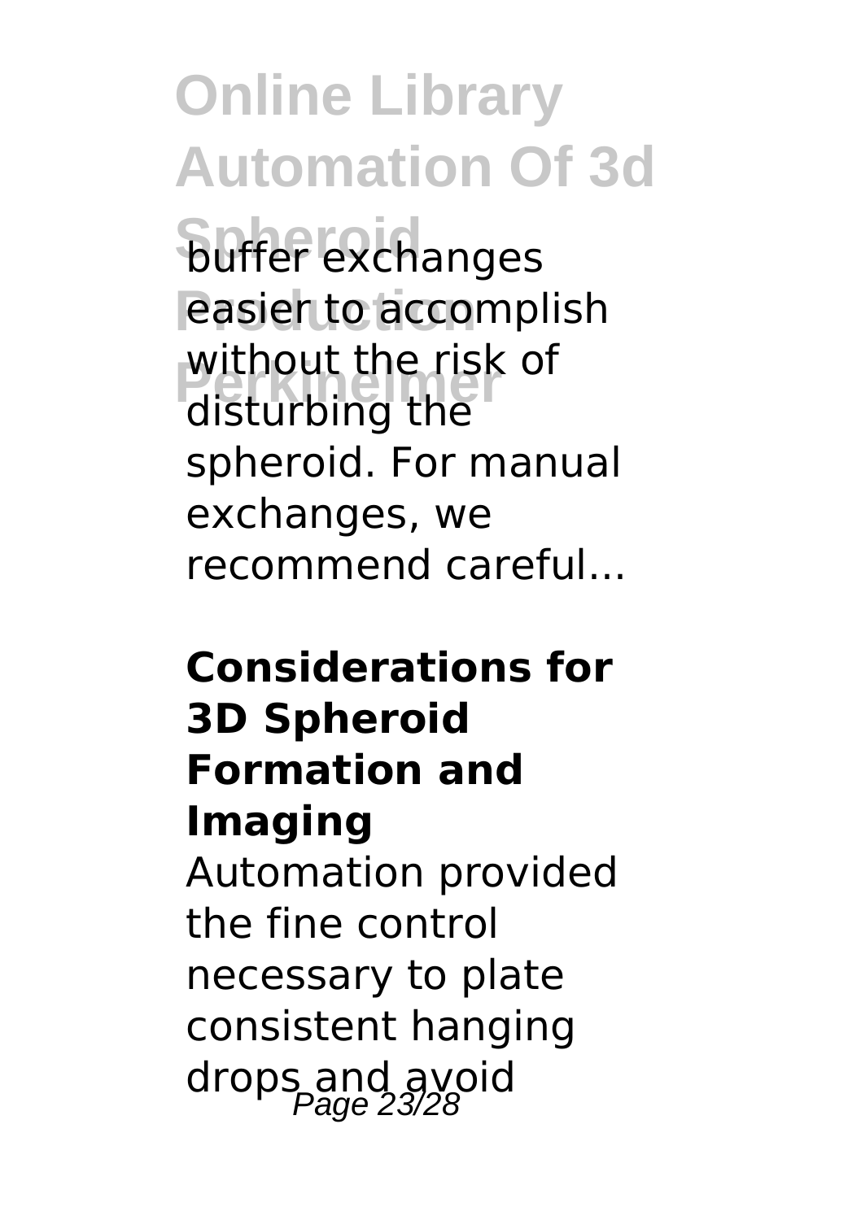buffer exchanges easier to accomplish without the risk of disturbing the spheroid. For manual exchanges, we recommend careful...

**Considerations for 3D Spheroid Formation and Imaging**

Automation provided the fine control necessary to plate consistent hanging drops and avoid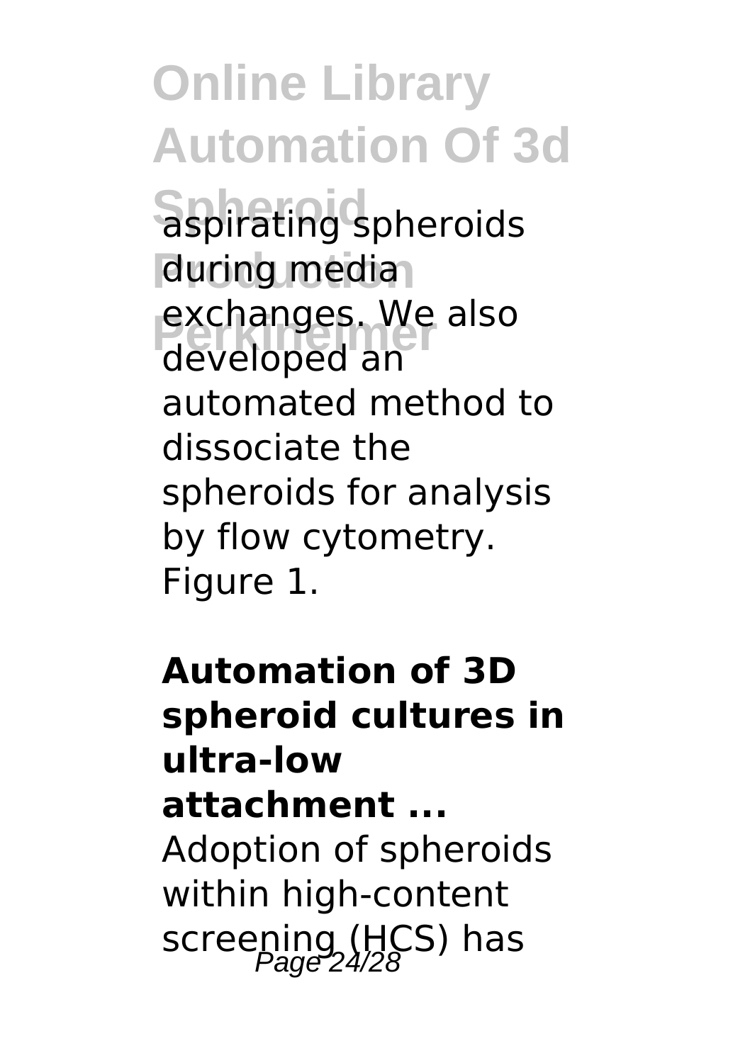aspirating spheroids during media exchanges. We also developed an automated method to dissociate the spheroids for analysis by flow cytometry. Figure 1.

**Automation of 3D spheroid cultures in ultra-low attachment ...**

Adoption of spheroids within high-content screening (HCS) has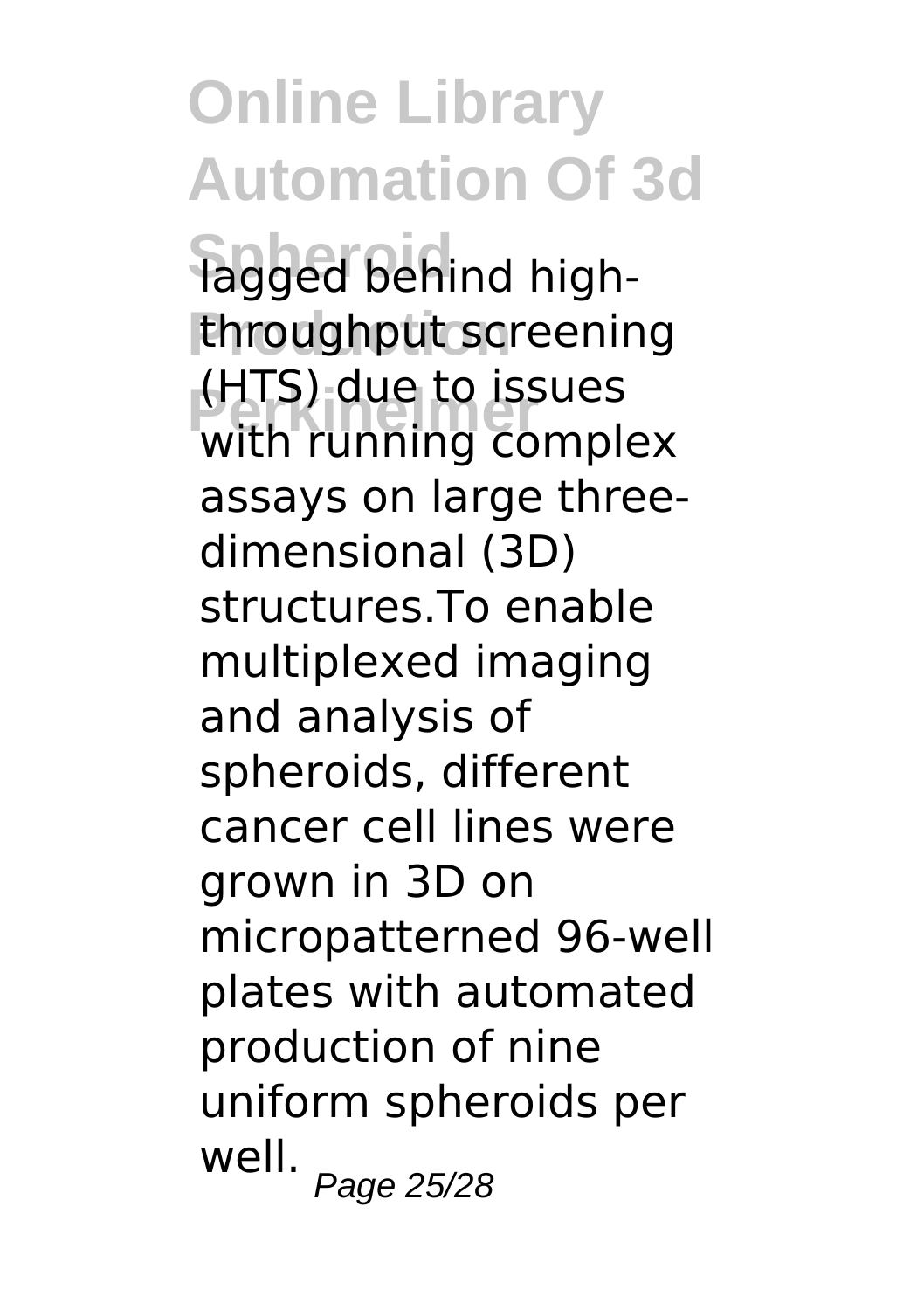lagged behind high-throughput screening (HTS) due to issues with running complex assays on large three-dimensional (3D) structures.To enable multiplexed imaging and analysis of spheroids, different cancer cell lines were grown in 3D on micropatterned 96-well plates with automated production of nine uniform spheroids per well.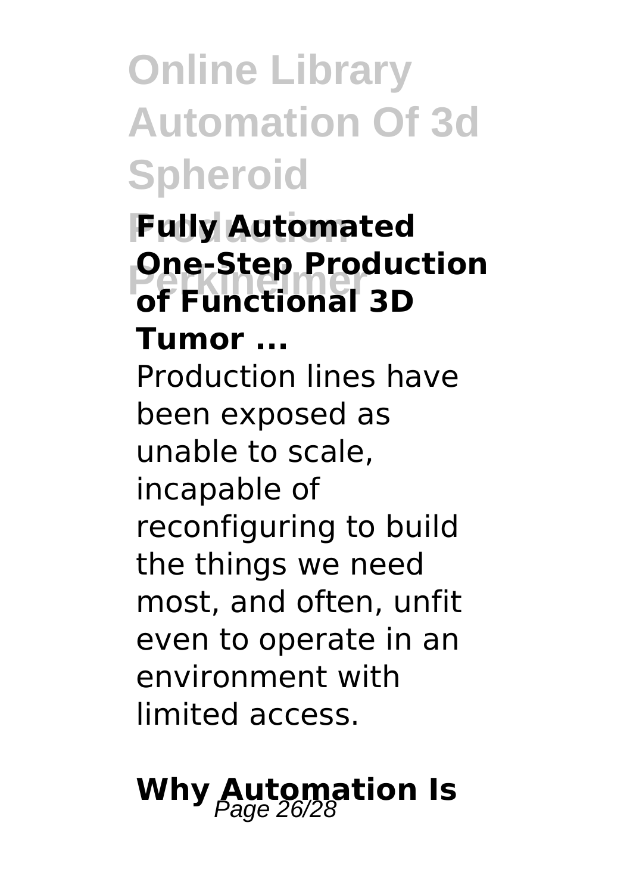### Fully Automated One-Step Production of Functional 3D Tumor ...

Production lines have been exposed as unable to scale, incapable of reconfiguring to build the things we need most, and often, unfit even to operate in an environment with limited access.

## Why Automation Is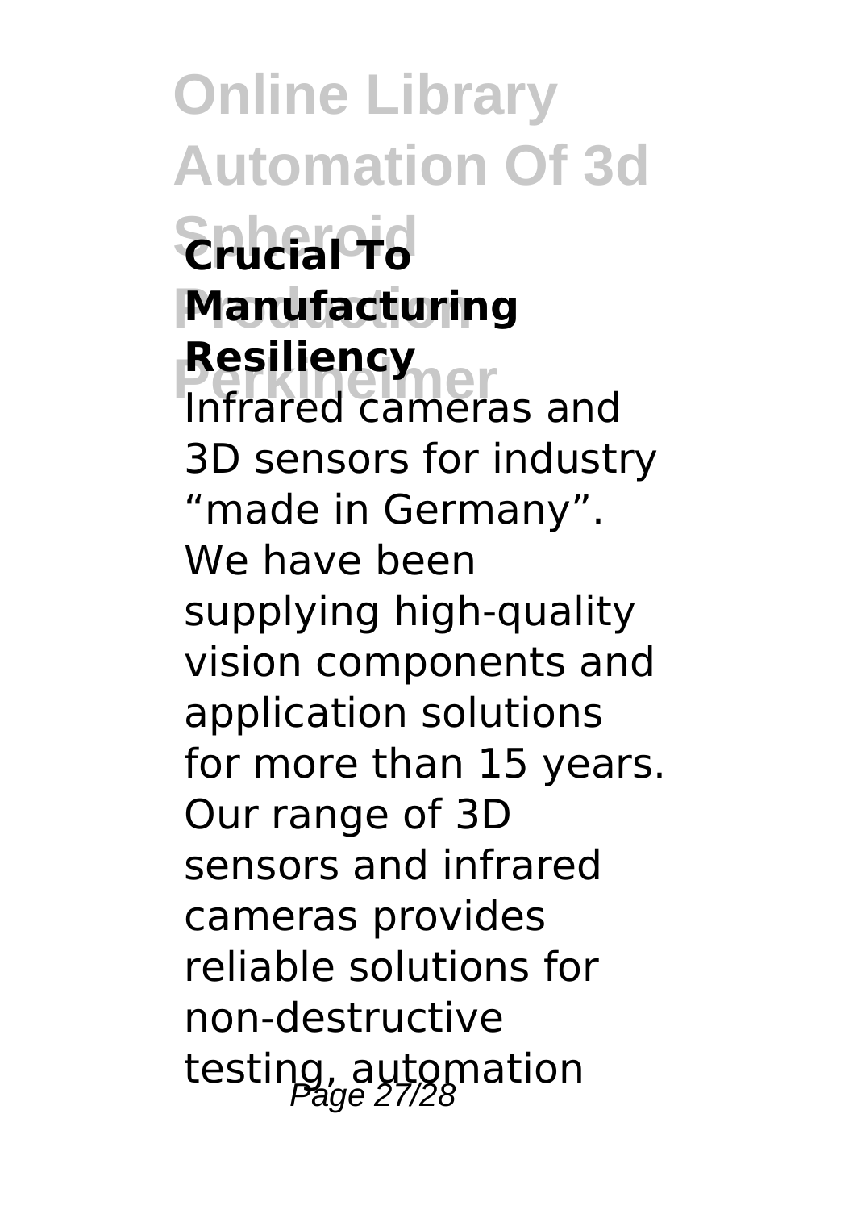**Crucial To Manufacturing Resiliency**

Infrared cameras and 3D sensors for industry "made in Germany". We have been supplying high-quality vision components and application solutions for more than 15 years. Our range of 3D sensors and infrared cameras provides reliable solutions for non-destructive testing, automation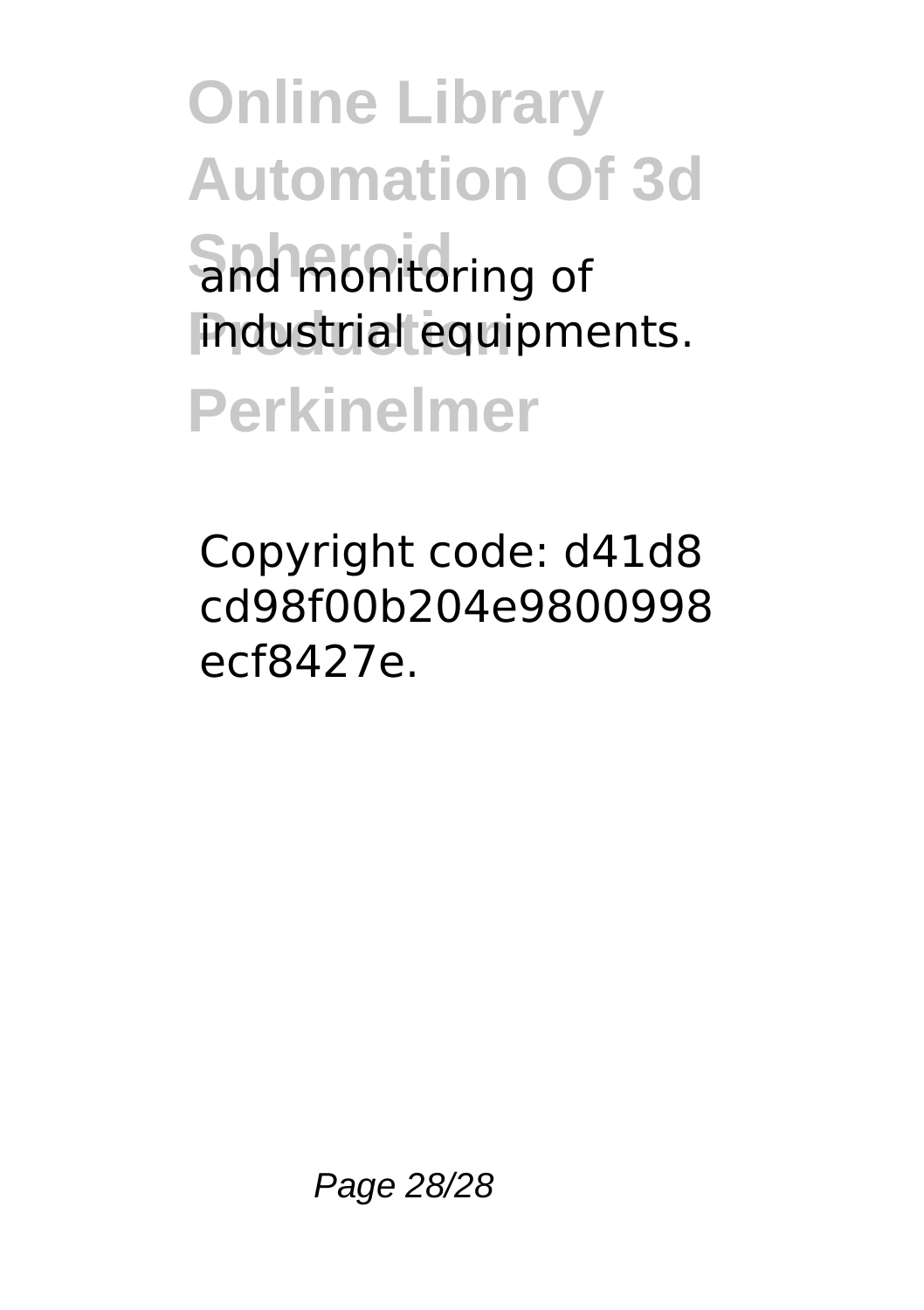and monitoring of industrial equipments.

Copyright code: d41d8cd98f00b204e9800998ecf8427e.